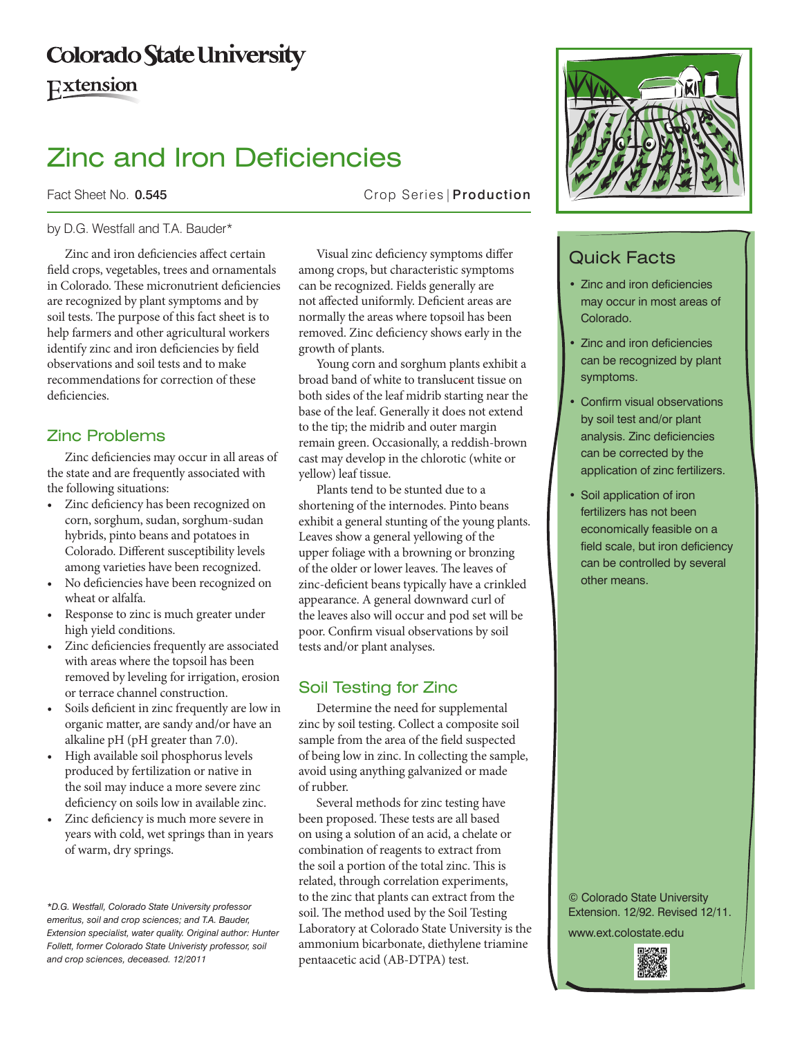Colorado State University Extension

# Zinc and Iron Deficiencies

Fact Sheet No. **0.545** Crop Series | **Production**

by D.G. Westfall and T.A. Bauder*

Zinc and iron deficiencies affect certain field crops, vegetables, trees and ornamentals in Colorado. These micronutrient deficiencies are recognized by plant symptoms and by soil tests. The purpose of this fact sheet is to help farmers and other agricultural workers identify zinc and iron deficiencies by field observations and soil tests and to make recommendations for correction of these deficiencies.

## Zinc Problems

Zinc deficiencies may occur in all areas of the state and are frequently associated with the following situations:

- Zinc deficiency has been recognized on corn, sorghum, sudan, sorghum-sudan hybrids, pinto beans and potatoes in Colorado. Different susceptibility levels among varieties have been recognized.
- No deficiencies have been recognized on wheat or alfalfa.
- Response to zinc is much greater under high yield conditions.
- Zinc deficiencies frequently are associated with areas where the topsoil has been removed by leveling for irrigation, erosion or terrace channel construction.
- Soils deficient in zinc frequently are low in organic matter, are sandy and/or have an alkaline pH (pH greater than 7.0).
- High available soil phosphorus levels produced by fertilization or native in the soil may induce a more severe zinc deficiency on soils low in available zinc.
- Zinc deficiency is much more severe in years with cold, wet springs than in years of warm, dry springs.

Visual zinc deficiency symptoms differ among crops, but characteristic symptoms can be recognized. Fields generally are not affected uniformly. Deficient areas are normally the areas where topsoil has been removed. Zinc deficiency shows early in the growth of plants.

Young corn and sorghum plants exhibit a broad band of white to translucent tissue on both sides of the leaf midrib starting near the base of the leaf. Generally it does not extend to the tip; the midrib and outer margin remain green. Occasionally, a reddish-brown cast may develop in the chlorotic (white or yellow) leaf tissue.

Plants tend to be stunted due to a shortening of the internodes. Pinto beans exhibit a general stunting of the young plants. Leaves show a general yellowing of the upper foliage with a browning or bronzing of the older or lower leaves. The leaves of zinc-deficient beans typically have a crinkled appearance. A general downward curl of the leaves also will occur and pod set will be poor. Confirm visual observations by soil tests and/or plant analyses.

## Soil Testing for Zinc

Determine the need for supplemental zinc by soil testing. Collect a composite soil sample from the area of the field suspected of being low in zinc. In collecting the sample, avoid using anything galvanized or made of rubber.

Several methods for zinc testing have been proposed. These tests are all based on using a solution of an acid, a chelate or combination of reagents to extract from the soil a portion of the total zinc. This is related, through correlation experiments, to the zinc that plants can extract from the soil. The method used by the Soil Testing Laboratory at Colorado State University is the ammonium bicarbonate, diethylene triamine pentaacetic acid (AB-DTPA) test.

*D.G. Westfall, Colorado State University professor emeritus, soil and crop sciences; and T.A. Bauder, Extension specialist, water quality. Original author: Hunter Follett, former Colorado State Univeristy professor, soil and crop sciences, deceased. 12/2011*

## Quick Facts

- Zinc and iron deficiencies may occur in most areas of Colorado.
- Zinc and iron deficiencies can be recognized by plant symptoms.
- Confirm visual observations by soil test and/or plant analysis. Zinc deficiencies can be corrected by the application of zinc fertilizers.
- Soil application of iron fertilizers has not been economically feasible on a field scale, but iron deficiency can be controlled by several other means.

© Colorado State University Extension. 12/92. Revised 12/11.

www.ext.colostate.edu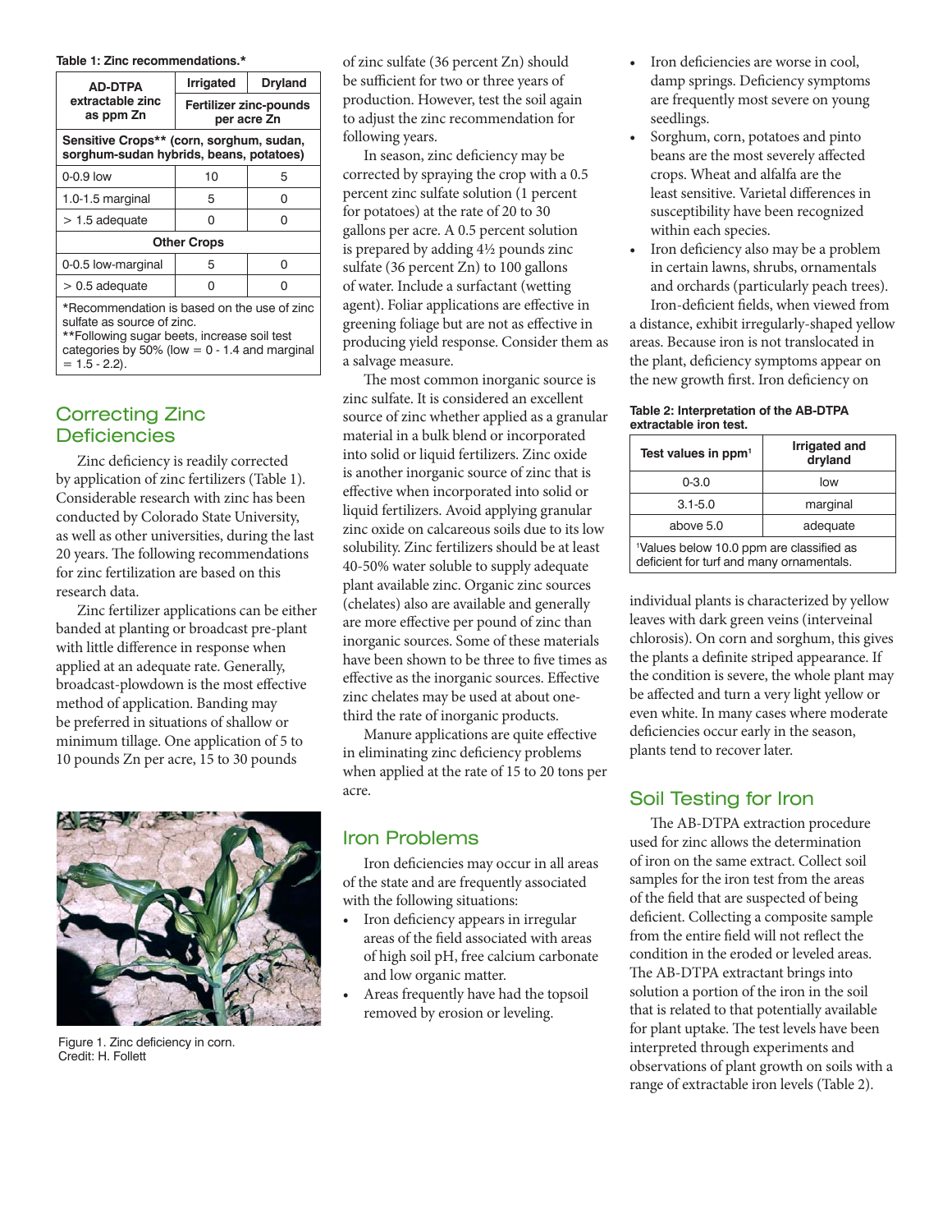**Table 1: Zinc recommendations.***

| AD-DTPA extractable zinc as ppm Zn | Irrigated | Dryland |
|---|---|---|
| | Fertilizer zinc-pounds per acre Zn | |
| **Sensitive Crops** (corn, sorghum, sudan, sorghum-sudan hybrids, beans, potatoes)** | | |
| 0-0.9 low | 10 | 5 |
| 1.0-1.5 marginal | 5 | 0 |
| > 1.5 adequate | 0 | 0 |
| **Other Crops** | | |
| 0-0.5 low-marginal | 5 | 0 |
| > 0.5 adequate | 0 | 0 |

*Recommendation is based on the use of zinc sulfate as source of zinc.
**Following sugar beets, increase soil test categories by 50% (low = 0 - 1.4 and marginal = 1.5 - 2.2).

## Correcting Zinc Deficiencies

Zinc deficiency is readily corrected by application of zinc fertilizers (Table 1). Considerable research with zinc has been conducted by Colorado State University, as well as other universities, during the last 20 years. The following recommendations for zinc fertilization are based on this research data.

Zinc fertilizer applications can be either banded at planting or broadcast pre-plant with little difference in response when applied at an adequate rate. Generally, broadcast-plowdown is the most effective method of application. Banding may be preferred in situations of shallow or minimum tillage. One application of 5 to 10 pounds Zn per acre, 15 to 30 pounds of zinc sulfate (36 percent Zn) should be sufficient for two or three years of production. However, test the soil again to adjust the zinc recommendation for following years.

Figure 1. Zinc deficiency in corn.
Credit: H. Follett

In season, zinc deficiency may be corrected by spraying the crop with a 0.5 percent zinc sulfate solution (1 percent for potatoes) at the rate of 20 to 30 gallons per acre. A 0.5 percent solution is prepared by adding 4½ pounds zinc sulfate (36 percent Zn) to 100 gallons of water. Include a surfactant (wetting agent). Foliar applications are effective in greening foliage but are not as effective in producing yield response. Consider them as a salvage measure.

The most common inorganic source is zinc sulfate. It is considered an excellent source of zinc whether applied as a granular material in a bulk blend or incorporated into solid or liquid fertilizers. Zinc oxide is another inorganic source of zinc that is effective when incorporated into solid or liquid fertilizers. Avoid applying granular zinc oxide on calcareous soils due to its low solubility. Zinc fertilizers should be at least 40-50% water soluble to supply adequate plant available zinc. Organic zinc sources (chelates) also are available and generally are more effective per pound of zinc than inorganic sources. Some of these materials have been shown to be three to five times as effective as the inorganic sources. Effective zinc chelates may be used at about one-third the rate of inorganic products.

Manure applications are quite effective in eliminating zinc deficiency problems when applied at the rate of 15 to 20 tons per acre.

## Iron Problems

Iron deficiencies may occur in all areas of the state and are frequently associated with the following situations:

- Iron deficiency appears in irregular areas of the field associated with areas of high soil pH, free calcium carbonate and low organic matter.
- Areas frequently have had the topsoil removed by erosion or leveling.
- Iron deficiencies are worse in cool, damp springs. Deficiency symptoms are frequently most severe on young seedlings.
- Sorghum, corn, potatoes and pinto beans are the most severely affected crops. Wheat and alfalfa are the least sensitive. Varietal differences in susceptibility have been recognized within each species.
- Iron deficiency also may be a problem in certain lawns, shrubs, ornamentals and orchards (particularly peach trees).

Iron-deficient fields, when viewed from a distance, exhibit irregularly-shaped yellow areas. Because iron is not translocated in the plant, deficiency symptoms appear on the new growth first. Iron deficiency on individual plants is characterized by yellow leaves with dark green veins (interveinal chlorosis). On corn and sorghum, this gives the plants a definite striped appearance. If the condition is severe, the whole plant may be affected and turn a very light yellow or even white. In many cases where moderate deficiencies occur early in the season, plants tend to recover later.

**Table 2: Interpretation of the AB-DTPA extractable iron test.**

| Test values in ppm[1] | Irrigated and dryland |
|---|---|
| 0-3.0 | low |
| 3.1-5.0 | marginal |
| above 5.0 | adequate |

[1]Values below 10.0 ppm are classified as deficient for turf and many ornamentals.

## Soil Testing for Iron

The AB-DTPA extraction procedure used for zinc allows the determination of iron on the same extract. Collect soil samples for the iron test from the areas of the field that are suspected of being deficient. Collecting a composite sample from the entire field will not reflect the condition in the eroded or leveled areas. The AB-DTPA extractant brings into solution a portion of the iron in the soil that is related to that potentially available for plant uptake. The test levels have been interpreted through experiments and observations of plant growth on soils with a range of extractable iron levels (Table 2).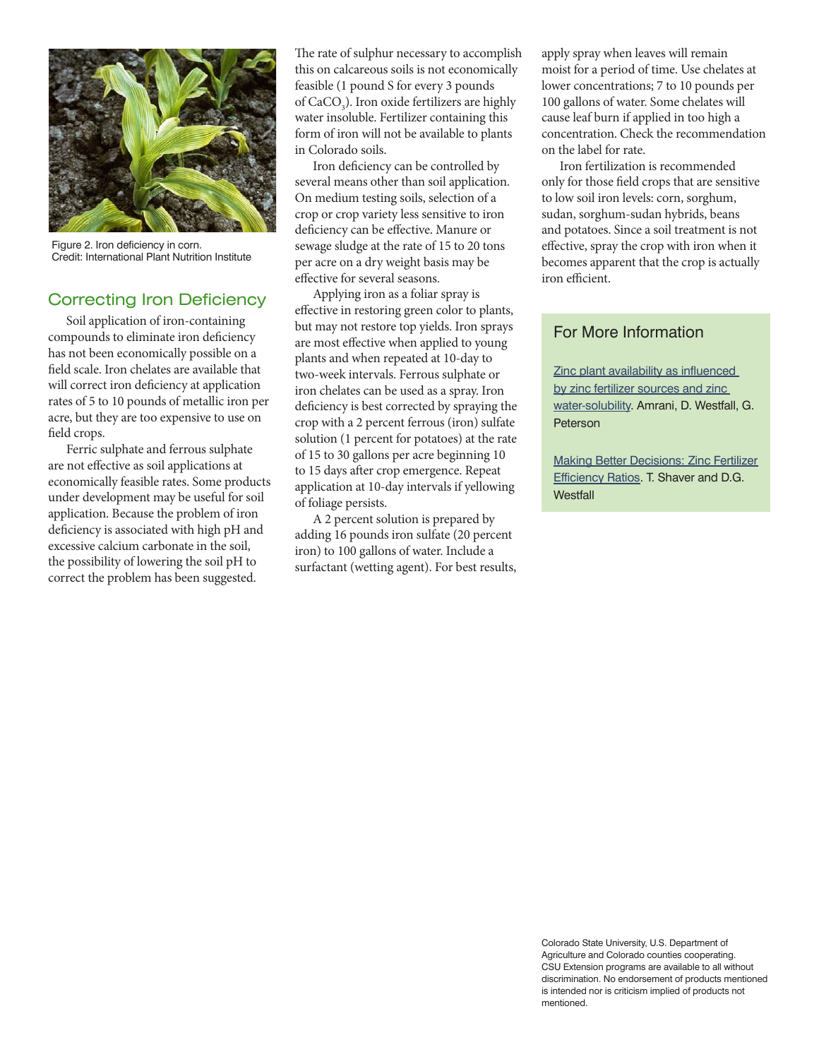Figure 2. Iron deficiency in corn.
Credit: International Plant Nutrition Institute

## Correcting Iron Deficiency

Soil application of iron-containing compounds to eliminate iron deficiency has not been economically possible on a field scale. Iron chelates are available that will correct iron deficiency at application rates of 5 to 10 pounds of metallic iron per acre, but they are too expensive to use on field crops.

Ferric sulphate and ferrous sulphate are not effective as soil applications at economically feasible rates. Some products under development may be useful for soil application. Because the problem of iron deficiency is associated with high pH and excessive calcium carbonate in the soil, the possibility of lowering the soil pH to correct the problem has been suggested. The rate of sulphur necessary to accomplish this on calcareous soils is not economically feasible (1 pound S for every 3 pounds of $CaCO_3$). Iron oxide fertilizers are highly water insoluble. Fertilizer containing this form of iron will not be available to plants in Colorado soils.

Iron deficiency can be controlled by several means other than soil application. On medium testing soils, selection of a crop or crop variety less sensitive to iron deficiency can be effective. Manure or sewage sludge at the rate of 15 to 20 tons per acre on a dry weight basis may be effective for several seasons.

Applying iron as a foliar spray is effective in restoring green color to plants, but may not restore top yields. Iron sprays are most effective when applied to young plants and when repeated at 10-day to two-week intervals. Ferrous sulphate or iron chelates can be used as a spray. Iron deficiency is best corrected by spraying the crop with a 2 percent ferrous (iron) sulfate solution (1 percent for potatoes) at the rate of 15 to 30 gallons per acre beginning 10 to 15 days after crop emergence. Repeat application at 10-day intervals if yellowing of foliage persists.

A 2 percent solution is prepared by adding 16 pounds iron sulfate (20 percent iron) to 100 gallons of water. Include a surfactant (wetting agent). For best results, apply spray when leaves will remain moist for a period of time. Use chelates at lower concentrations; 7 to 10 pounds per 100 gallons of water. Some chelates will cause leaf burn if applied in too high a concentration. Check the recommendation on the label for rate.

Iron fertilization is recommended only for those field crops that are sensitive to low soil iron levels: corn, sorghum, sudan, sorghum-sudan hybrids, beans and potatoes. Since a soil treatment is not effective, spray the crop with iron when it becomes apparent that the crop is actually iron efficient.

### For More Information

Zinc plant availability as influenced by zinc fertilizer sources and zinc water-solubility. Amrani, D. Westfall, G. Peterson

Making Better Decisions: Zinc Fertilizer Efficiency Ratios. T. Shaver and D.G. Westfall

Colorado State University, U.S. Department of Agriculture and Colorado counties cooperating. CSU Extension programs are available to all without discrimination. No endorsement of products mentioned is intended nor is criticism implied of products not mentioned.